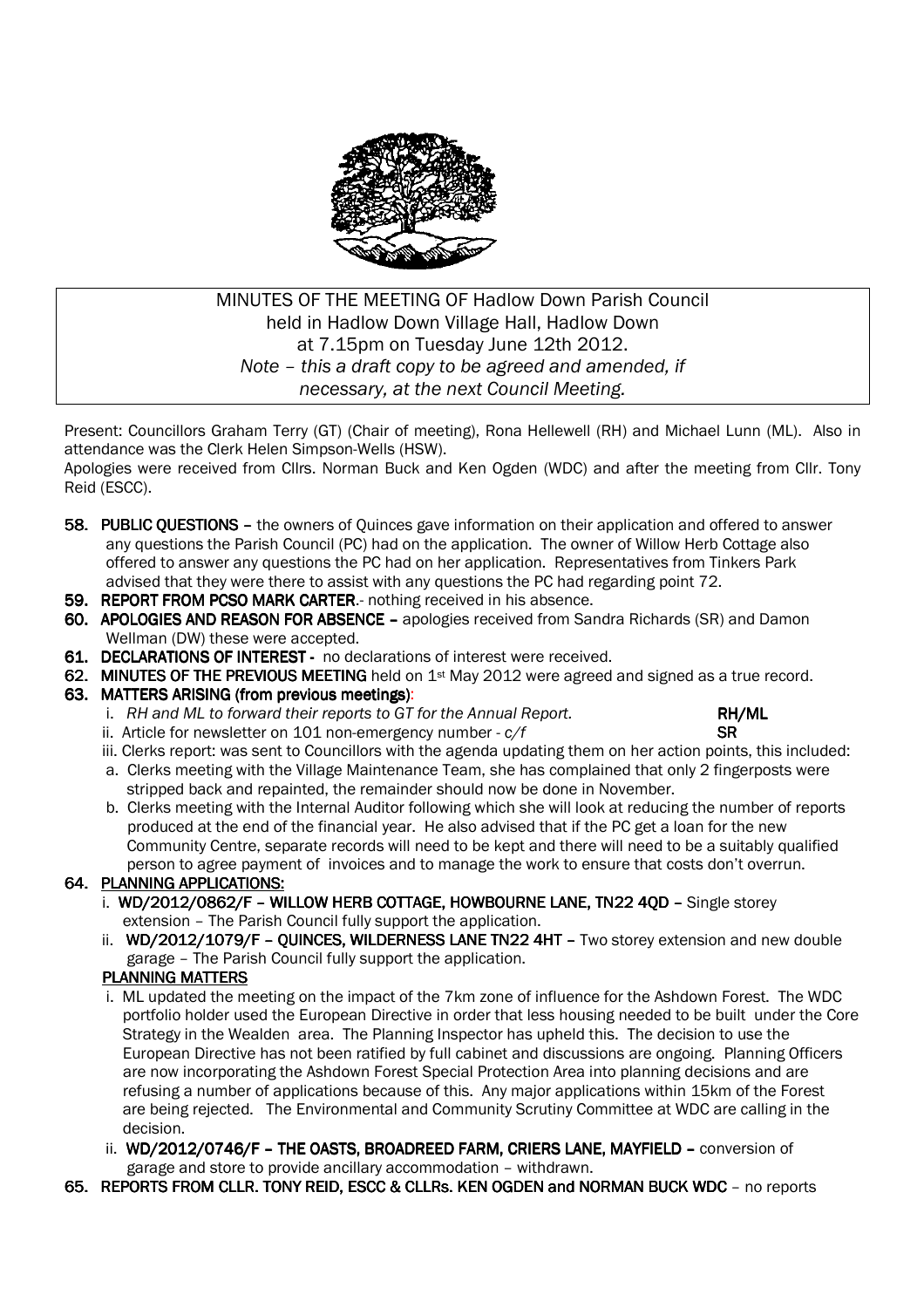MINUTES OF THE MEETING OF Hadlow Down Parish Council
held in Hadlow Down Village Hall, Hadlow Down
at 7.15pm on Tuesday June 12th 2012.
*Note – this a draft copy to be agreed and amended, if necessary, at the next Council Meeting.*

Present: Councillors Graham Terry (GT) (Chair of meeting), Rona Hellewell (RH) and Michael Lunn (ML). Also in attendance was the Clerk Helen Simpson-Wells (HSW).

Apologies were received from Cllrs. Norman Buck and Ken Ogden (WDC) and after the meeting from Cllr. Tony Reid (ESCC).

**58. PUBLIC QUESTIONS** – the owners of Quinces gave information on their application and offered to answer any questions the Parish Council (PC) had on the application. The owner of Willow Herb Cottage also offered to answer any questions the PC had on her application. Representatives from Tinkers Park advised that they were there to assist with any questions the PC had regarding point 72.

**59. REPORT FROM PCSO MARK CARTER**.- nothing received in his absence.

**60. APOLOGIES AND REASON FOR ABSENCE** – apologies received from Sandra Richards (SR) and Damon Wellman (DW) these were accepted.

**61. DECLARATIONS OF INTEREST** - no declarations of interest were received.

**62. MINUTES OF THE PREVIOUS MEETING** held on 1st May 2012 were agreed and signed as a true record.

**63. MATTERS ARISING (from previous meetings)**:

i. *RH and ML to forward their reports to GT for the Annual Report.* **RH/ML**

ii. Article for newsletter on 101 non-emergency number - *c/f* **SR**

iii. Clerks report: was sent to Councillors with the agenda updating them on her action points, this included:

a. Clerks meeting with the Village Maintenance Team, she has complained that only 2 fingerposts were stripped back and repainted, the remainder should now be done in November.

b. Clerks meeting with the Internal Auditor following which she will look at reducing the number of reports produced at the end of the financial year. He also advised that if the PC get a loan for the new Community Centre, separate records will need to be kept and there will need to be a suitably qualified person to agree payment of invoices and to manage the work to ensure that costs don't overrun.

**64. PLANNING APPLICATIONS:**

i. **WD/2012/0862/F – WILLOW HERB COTTAGE, HOWBOURNE LANE, TN22 4QD** – Single storey extension – The Parish Council fully support the application.

ii. **WD/2012/1079/F – QUINCES, WILDERNESS LANE TN22 4HT** – Two storey extension and new double garage – The Parish Council fully support the application.

**PLANNING MATTERS**

i. ML updated the meeting on the impact of the 7km zone of influence for the Ashdown Forest. The WDC portfolio holder used the European Directive in order that less housing needed to be built under the Core Strategy in the Wealden area. The Planning Inspector has upheld this. The decision to use the European Directive has not been ratified by full cabinet and discussions are ongoing. Planning Officers are now incorporating the Ashdown Forest Special Protection Area into planning decisions and are refusing a number of applications because of this. Any major applications within 15km of the Forest are being rejected. The Environmental and Community Scrutiny Committee at WDC are calling in the decision.

ii. **WD/2012/0746/F – THE OASTS, BROADREED FARM, CRIERS LANE, MAYFIELD** – conversion of garage and store to provide ancillary accommodation – withdrawn.

**65. REPORTS FROM CLLR. TONY REID, ESCC & CLLRs. KEN OGDEN and NORMAN BUCK WDC** – no reports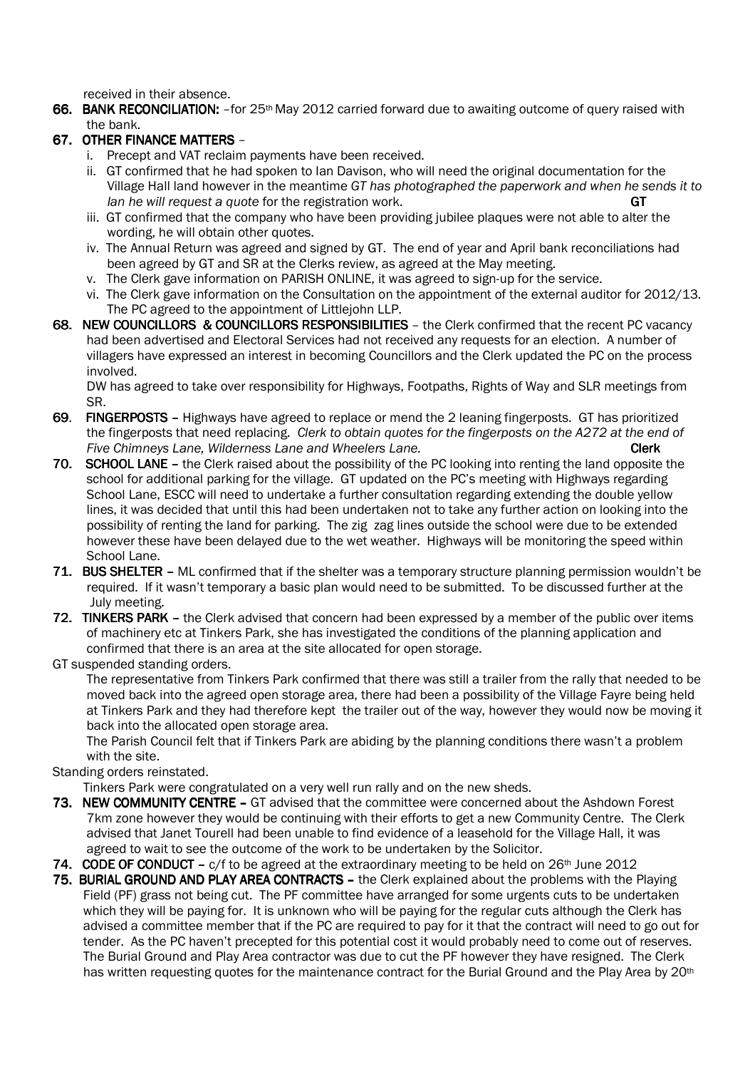received in their absence.

**66. BANK RECONCILIATION:** –for 25th May 2012 carried forward due to awaiting outcome of query raised with the bank.

**67. OTHER FINANCE MATTERS** –

i. Precept and VAT reclaim payments have been received.

ii. GT confirmed that he had spoken to Ian Davison, who will need the original documentation for the Village Hall land however in the meantime *GT has photographed the paperwork and when he sends it to Ian he will request a quote* for the registration work. **GT**

iii. GT confirmed that the company who have been providing jubilee plaques were not able to alter the wording, he will obtain other quotes.

iv. The Annual Return was agreed and signed by GT. The end of year and April bank reconciliations had been agreed by GT and SR at the Clerks review, as agreed at the May meeting.

v. The Clerk gave information on PARISH ONLINE, it was agreed to sign-up for the service.

vi. The Clerk gave information on the Consultation on the appointment of the external auditor for 2012/13. The PC agreed to the appointment of Littlejohn LLP.

**68. NEW COUNCILLORS & COUNCILLORS RESPONSIBILITIES** – the Clerk confirmed that the recent PC vacancy had been advertised and Electoral Services had not received any requests for an election. A number of villagers have expressed an interest in becoming Councillors and the Clerk updated the PC on the process involved.

DW has agreed to take over responsibility for Highways, Footpaths, Rights of Way and SLR meetings from SR.

**69. FINGERPOSTS** – Highways have agreed to replace or mend the 2 leaning fingerposts. GT has prioritized the fingerposts that need replacing. *Clerk to obtain quotes for the fingerposts on the A272 at the end of Five Chimneys Lane, Wilderness Lane and Wheelers Lane.* **Clerk**

**70. SCHOOL LANE** – the Clerk raised about the possibility of the PC looking into renting the land opposite the school for additional parking for the village. GT updated on the PC's meeting with Highways regarding School Lane, ESCC will need to undertake a further consultation regarding extending the double yellow lines, it was decided that until this had been undertaken not to take any further action on looking into the possibility of renting the land for parking. The zig zag lines outside the school were due to be extended however these have been delayed due to the wet weather. Highways will be monitoring the speed within School Lane.

**71. BUS SHELTER** – ML confirmed that if the shelter was a temporary structure planning permission wouldn't be required. If it wasn't temporary a basic plan would need to be submitted. To be discussed further at the July meeting.

**72. TINKERS PARK** – the Clerk advised that concern had been expressed by a member of the public over items of machinery etc at Tinkers Park, she has investigated the conditions of the planning application and confirmed that there is an area at the site allocated for open storage.

GT suspended standing orders.

The representative from Tinkers Park confirmed that there was still a trailer from the rally that needed to be moved back into the agreed open storage area, there had been a possibility of the Village Fayre being held at Tinkers Park and they had therefore kept the trailer out of the way, however they would now be moving it back into the allocated open storage area.

The Parish Council felt that if Tinkers Park are abiding by the planning conditions there wasn't a problem with the site.

Standing orders reinstated.

Tinkers Park were congratulated on a very well run rally and on the new sheds.

**73. NEW COMMUNITY CENTRE** – GT advised that the committee were concerned about the Ashdown Forest 7km zone however they would be continuing with their efforts to get a new Community Centre. The Clerk advised that Janet Tourell had been unable to find evidence of a leasehold for the Village Hall, it was agreed to wait to see the outcome of the work to be undertaken by the Solicitor.

**74. CODE OF CONDUCT** – c/f to be agreed at the extraordinary meeting to be held on 26th June 2012

**75. BURIAL GROUND AND PLAY AREA CONTRACTS** – the Clerk explained about the problems with the Playing Field (PF) grass not being cut. The PF committee have arranged for some urgents cuts to be undertaken which they will be paying for. It is unknown who will be paying for the regular cuts although the Clerk has advised a committee member that if the PC are required to pay for it that the contract will need to go out for tender. As the PC haven't precepted for this potential cost it would probably need to come out of reserves. The Burial Ground and Play Area contractor was due to cut the PF however they have resigned. The Clerk has written requesting quotes for the maintenance contract for the Burial Ground and the Play Area by 20th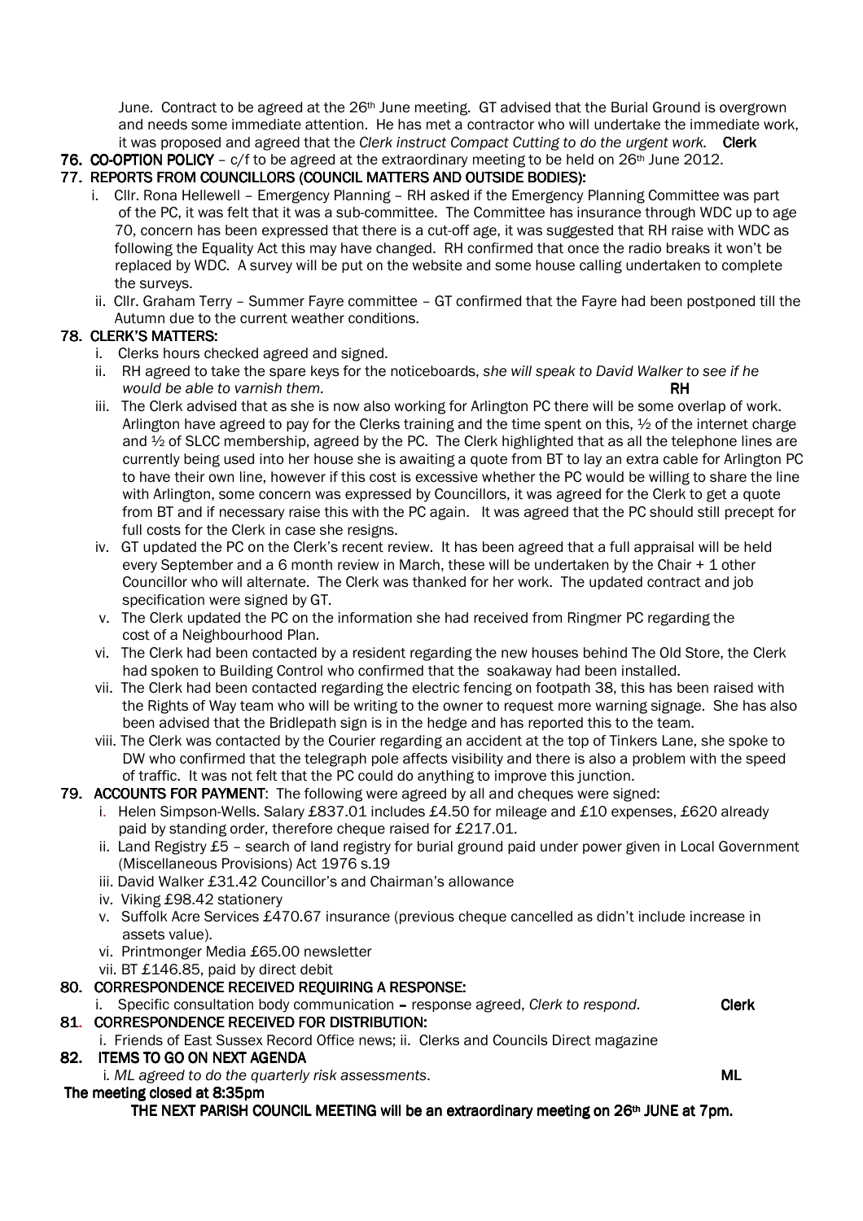June. Contract to be agreed at the 26th June meeting. GT advised that the Burial Ground is overgrown and needs some immediate attention. He has met a contractor who will undertake the immediate work, it was proposed and agreed that the *Clerk instruct Compact Cutting to do the urgent work.* **Clerk**

**76. CO-OPTION POLICY** – c/f to be agreed at the extraordinary meeting to be held on 26th June 2012.

**77. REPORTS FROM COUNCILLORS (COUNCIL MATTERS AND OUTSIDE BODIES):**

i. Cllr. Rona Hellewell – Emergency Planning – RH asked if the Emergency Planning Committee was part of the PC, it was felt that it was a sub-committee. The Committee has insurance through WDC up to age 70, concern has been expressed that there is a cut-off age, it was suggested that RH raise with WDC as following the Equality Act this may have changed. RH confirmed that once the radio breaks it won't be replaced by WDC. A survey will be put on the website and some house calling undertaken to complete the surveys.

ii. Cllr. Graham Terry – Summer Fayre committee – GT confirmed that the Fayre had been postponed till the Autumn due to the current weather conditions.

**78. CLERK'S MATTERS:**

i. Clerks hours checked agreed and signed.

ii. RH agreed to take the spare keys for the noticeboards, *she will speak to David Walker to see if he would be able to varnish them.* **RH**

iii. The Clerk advised that as she is now also working for Arlington PC there will be some overlap of work. Arlington have agreed to pay for the Clerks training and the time spent on this, ½ of the internet charge and ½ of SLCC membership, agreed by the PC. The Clerk highlighted that as all the telephone lines are currently being used into her house she is awaiting a quote from BT to lay an extra cable for Arlington PC to have their own line, however if this cost is excessive whether the PC would be willing to share the line with Arlington, some concern was expressed by Councillors, it was agreed for the Clerk to get a quote from BT and if necessary raise this with the PC again. It was agreed that the PC should still precept for full costs for the Clerk in case she resigns.

iv. GT updated the PC on the Clerk's recent review. It has been agreed that a full appraisal will be held every September and a 6 month review in March, these will be undertaken by the Chair + 1 other Councillor who will alternate. The Clerk was thanked for her work. The updated contract and job specification were signed by GT.

v. The Clerk updated the PC on the information she had received from Ringmer PC regarding the cost of a Neighbourhood Plan.

vi. The Clerk had been contacted by a resident regarding the new houses behind The Old Store, the Clerk had spoken to Building Control who confirmed that the soakaway had been installed.

vii. The Clerk had been contacted regarding the electric fencing on footpath 38, this has been raised with the Rights of Way team who will be writing to the owner to request more warning signage. She has also been advised that the Bridlepath sign is in the hedge and has reported this to the team.

viii. The Clerk was contacted by the Courier regarding an accident at the top of Tinkers Lane, she spoke to DW who confirmed that the telegraph pole affects visibility and there is also a problem with the speed of traffic. It was not felt that the PC could do anything to improve this junction.

**79. ACCOUNTS FOR PAYMENT**: The following were agreed by all and cheques were signed:

i. Helen Simpson-Wells. Salary £837.01 includes £4.50 for mileage and £10 expenses, £620 already paid by standing order, therefore cheque raised for £217.01.

ii. Land Registry £5 – search of land registry for burial ground paid under power given in Local Government (Miscellaneous Provisions) Act 1976 s.19

iii. David Walker £31.42 Councillor's and Chairman's allowance

iv. Viking £98.42 stationery

v. Suffolk Acre Services £470.67 insurance (previous cheque cancelled as didn't include increase in assets value).

vi. Printmonger Media £65.00 newsletter

vii. BT £146.85, paid by direct debit

**80. CORRESPONDENCE RECEIVED REQUIRING A RESPONSE:**

i. Specific consultation body communication – response agreed, *Clerk to respond.* **Clerk**

**81. CORRESPONDENCE RECEIVED FOR DISTRIBUTION:**

i. Friends of East Sussex Record Office news; ii. Clerks and Councils Direct magazine

**82. ITEMS TO GO ON NEXT AGENDA**

i. *ML agreed to do the quarterly risk assessments*. **ML**

**The meeting closed at 8:35pm**

**THE NEXT PARISH COUNCIL MEETING will be an extraordinary meeting on 26th JUNE at 7pm.**